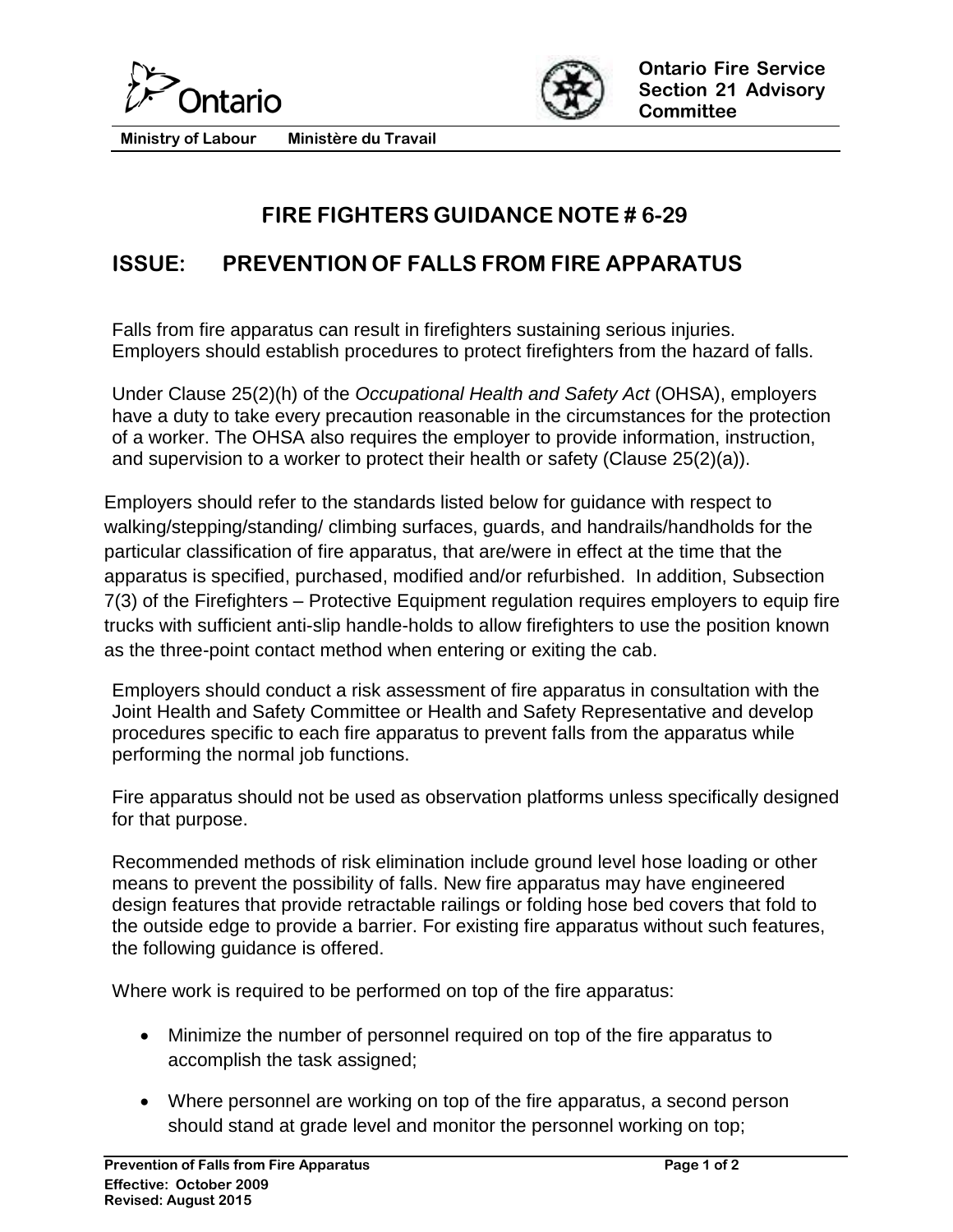Ontario

Ministry of Labour    Ministère du Travail

**Ontario Fire Service Section 21 Advisory Committee**

# FIRE FIGHTERS GUIDANCE NOTE # 6-29

## ISSUE: PREVENTION OF FALLS FROM FIRE APPARATUS

Falls from fire apparatus can result in firefighters sustaining serious injuries. Employers should establish procedures to protect firefighters from the hazard of falls.

Under Clause 25(2)(h) of the *Occupational Health and Safety Act* (OHSA), employers have a duty to take every precaution reasonable in the circumstances for the protection of a worker. The OHSA also requires the employer to provide information, instruction, and supervision to a worker to protect their health or safety (Clause 25(2)(a)).

Employers should refer to the standards listed below for guidance with respect to walking/stepping/standing/ climbing surfaces, guards, and handrails/handholds for the particular classification of fire apparatus, that are/were in effect at the time that the apparatus is specified, purchased, modified and/or refurbished. In addition, Subsection 7(3) of the Firefighters – Protective Equipment regulation requires employers to equip fire trucks with sufficient anti-slip handle-holds to allow firefighters to use the position known as the three-point contact method when entering or exiting the cab.

Employers should conduct a risk assessment of fire apparatus in consultation with the Joint Health and Safety Committee or Health and Safety Representative and develop procedures specific to each fire apparatus to prevent falls from the apparatus while performing the normal job functions.

Fire apparatus should not be used as observation platforms unless specifically designed for that purpose.

Recommended methods of risk elimination include ground level hose loading or other means to prevent the possibility of falls. New fire apparatus may have engineered design features that provide retractable railings or folding hose bed covers that fold to the outside edge to provide a barrier. For existing fire apparatus without such features, the following guidance is offered.

Where work is required to be performed on top of the fire apparatus:

- Minimize the number of personnel required on top of the fire apparatus to accomplish the task assigned;
- Where personnel are working on top of the fire apparatus, a second person should stand at grade level and monitor the personnel working on top;

**Effective: October 2009**
**Revised: August 2015**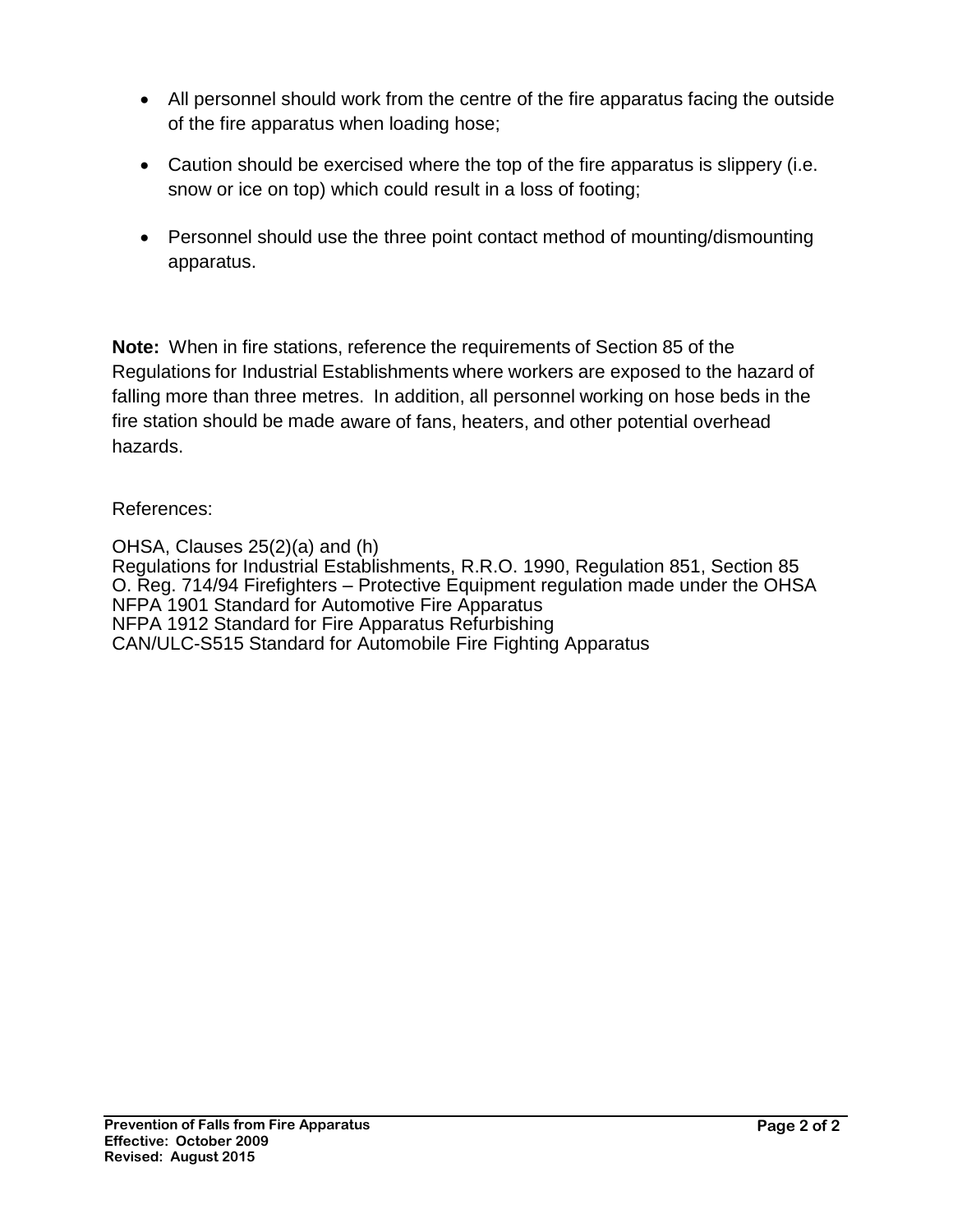- All personnel should work from the centre of the fire apparatus facing the outside of the fire apparatus when loading hose;

- Caution should be exercised where the top of the fire apparatus is slippery (i.e. snow or ice on top) which could result in a loss of footing;

- Personnel should use the three point contact method of mounting/dismounting apparatus.

**Note:** When in fire stations, reference the requirements of Section 85 of the Regulations for Industrial Establishments where workers are exposed to the hazard of falling more than three metres. In addition, all personnel working on hose beds in the fire station should be made aware of fans, heaters, and other potential overhead hazards.

References:

OHSA, Clauses 25(2)(a) and (h)
Regulations for Industrial Establishments, R.R.O. 1990, Regulation 851, Section 85
O. Reg. 714/94 Firefighters – Protective Equipment regulation made under the OHSA
NFPA 1901 Standard for Automotive Fire Apparatus
NFPA 1912 Standard for Fire Apparatus Refurbishing
CAN/ULC-S515 Standard for Automobile Fire Fighting Apparatus